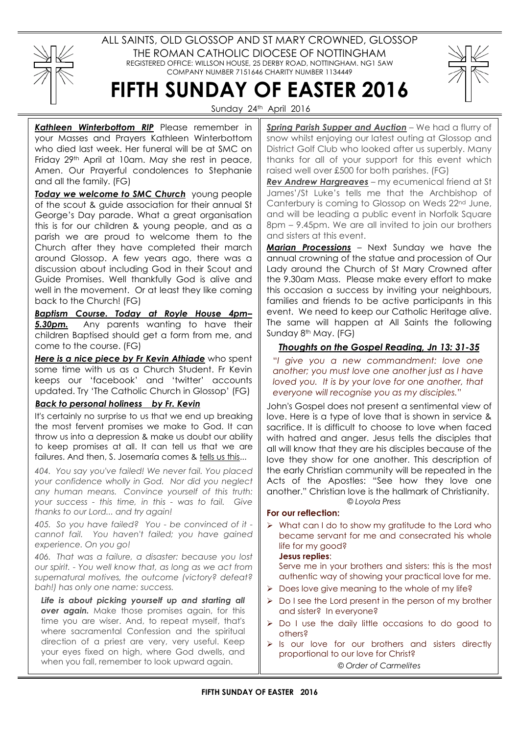ALL SAINTS, OLD GLOSSOP AND ST MARY CROWNED, GLOSSOP

THE ROMAN CATHOLIC DIOCESE OF NOTTINGHAM

REGISTERED OFFICE: WILLSON HOUSE, 25 DERBY ROAD, NOTTINGHAM. NG1 5AW

COMPANY NUMBER 7151646 CHARITY NUMBER 1134449

# FIFTH SUNDAY OF EASTER 2016

Sunday 24th April 2016

***Kathleen Winterbottom RIP*** Please remember in your Masses and Prayers Kathleen Winterbottom who died last week. Her funeral will be at SMC on Friday 29th April at 10am. May she rest in peace, Amen. Our Prayerful condolences to Stephanie and all the family. (FG)

***Today we welcome to SMC Church*** young people of the scout & guide association for their annual St George's Day parade. What a great organisation this is for our children & young people, and as a parish we are proud to welcome them to the Church after they have completed their march around Glossop. A few years ago, there was a discussion about including God in their Scout and Guide Promises. Well thankfully God is alive and well in the movement. Or at least they like coming back to the Church! (FG)

***Baptism Course. Today at Royle House 4pm–5.30pm.*** Any parents wanting to have their children Baptised should get a form from me, and come to the course. (FG)

***Here is a nice piece by Fr Kevin Athiade*** who spent some time with us as a Church Student. Fr Kevin keeps our 'facebook' and 'twitter' accounts updated. Try 'The Catholic Church in Glossop' (FG)

***Back to personal holiness by Fr. Kevin***

It's certainly no surprise to us that we end up breaking the most fervent promises we make to God. It can throw us into a depression & make us doubt our ability to keep promises at all. It can tell us that we are failures. And then, S. Josemaría comes & tells us this...

*404. You say you've failed! We never fail. You placed your confidence wholly in God. Nor did you neglect any human means. Convince yourself of this truth: your success - this time, in this - was to fail. Give thanks to our Lord... and try again!*

*405. So you have failed? You - be convinced of it - cannot fail. You haven't failed; you have gained experience. On you go!*

*406. That was a failure, a disaster: because you lost our spirit. - You well know that, as long as we act from supernatural motives, the outcome (victory? defeat? bah!) has only one name: success.*

***Life is about picking yourself up and starting all over again.*** Make those promises again, for this time you are wiser. And, to repeat myself, that's where sacramental Confession and the spiritual direction of a priest are very, very useful. Keep your eyes fixed on high, where God dwells, and when you fall, remember to look upward again.

***Spring Parish Supper and Auction*** – We had a flurry of snow whilst enjoying our latest outing at Glossop and District Golf Club who looked after us superbly. Many thanks for all of your support for this event which raised well over £500 for both parishes. (FG)

***Rev Andrew Hargreaves*** – my ecumenical friend at St James'/St Luke's tells me that the Archbishop of Canterbury is coming to Glossop on Weds 22nd June, and will be leading a public event in Norfolk Square 8pm – 9.45pm. We are all invited to join our brothers and sisters at this event.

***Marian Processions*** – Next Sunday we have the annual crowning of the statue and procession of Our Lady around the Church of St Mary Crowned after the 9.30am Mass. Please make every effort to make this occasion a success by inviting your neighbours, families and friends to be active participants in this event. We need to keep our Catholic Heritage alive. The same will happen at All Saints the following Sunday 8th May. (FG)

## *Thoughts on the Gospel Reading, Jn 13: 31-35*

"*I give you a new commandment: love one another; you must love one another just as I have loved you. It is by your love for one another, that everyone will recognise you as my disciples.*"

John's Gospel does not present a sentimental view of love. Here is a type of love that is shown in service & sacrifice. It is difficult to choose to love when faced with hatred and anger. Jesus tells the disciples that all will know that they are his disciples because of the love they show for one another. This description of the early Christian community will be repeated in the Acts of the Apostles: "See how they love one another." Christian love is the hallmark of Christianity.

*© Loyola Press*

**For our reflection:**

- What can I do to show my gratitude to the Lord who became servant for me and consecrated his whole life for my good?
  **Jesus replies**:
  Serve me in your brothers and sisters: this is the most authentic way of showing your practical love for me.
- Does love give meaning to the whole of my life?
- Do I see the Lord present in the person of my brother and sister? In everyone?
- Do I use the daily little occasions to do good to others?
- Is our love for our brothers and sisters directly proportional to our love for Christ?

*© Order of Carmelites*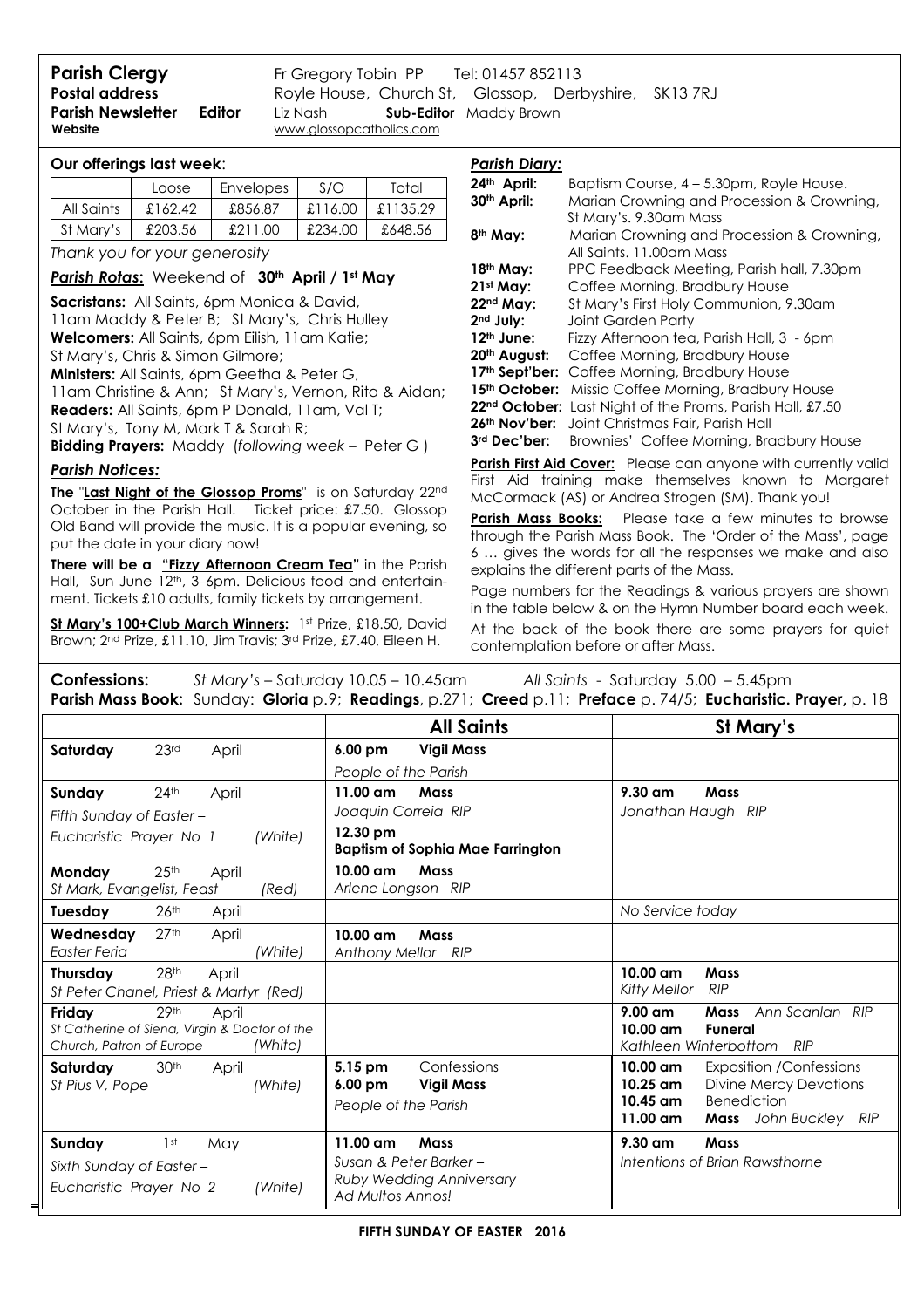**Parish Clergy** Fr Gregory Tobin PP Tel: 01457 852113
**Postal address** Royle House, Church St, Glossop, Derbyshire, SK13 7RJ
**Parish Newsletter Editor** Liz Nash **Sub-Editor** Maddy Brown
**Website** www.glossopcatholics.com

## Our offerings last week:

| | Loose | Envelopes | S/O | Total |
|---|---|---|---|---|
| All Saints | £162.42 | £856.87 | £116.00 | £1135.29 |
| St Mary's | £203.56 | £211.00 | £234.00 | £648.56 |

*Thank you for your generosity*

## Parish Rotas: Weekend of 30th April / 1st May

**Sacristans:** All Saints, 6pm Monica & David, 11am Maddy & Peter B; St Mary's, Chris Hulley
**Welcomers:** All Saints, 6pm Eilish, 11am Katie; St Mary's, Chris & Simon Gilmore;
**Ministers:** All Saints, 6pm Geetha & Peter G, 11am Christine & Ann; St Mary's, Vernon, Rita & Aidan;
**Readers:** All Saints, 6pm P Donald, 11am, Val T; St Mary's, Tony M, Mark T & Sarah R;
**Bidding Prayers:** Maddy (*following week* – Peter G )

## Parish Notices:

**The "Last Night of the Glossop Proms"** is on Saturday 22nd October in the Parish Hall. Ticket price: £7.50. Glossop Old Band will provide the music. It is a popular evening, so put the date in your diary now!

**There will be a "Fizzy Afternoon Cream Tea"** in the Parish Hall, Sun June 12th, 3–6pm. Delicious food and entertainment. Tickets £10 adults, family tickets by arrangement.

**St Mary's 100+Club March Winners:** 1st Prize, £18.50, David Brown; 2nd Prize, £11.10, Jim Travis; 3rd Prize, £7.40, Eileen H.

## Parish Diary:

| | |
|---|---|
| **24th April:** | Baptism Course, 4 – 5.30pm, Royle House. |
| **30th April:** | Marian Crowning and Procession & Crowning, St Mary's. 9.30am Mass |
| **8th May:** | Marian Crowning and Procession & Crowning, All Saints. 11.00am Mass |
| **18th May:** | PPC Feedback Meeting, Parish hall, 7.30pm |
| **21st May:** | Coffee Morning, Bradbury House |
| **22nd May:** | St Mary's First Holy Communion, 9.30am |
| **2nd July:** | Joint Garden Party |
| **12th June:** | Fizzy Afternoon tea, Parish Hall, 3 - 6pm |
| **20th August:** | Coffee Morning, Bradbury House |
| **17th Sept'ber:** | Coffee Morning, Bradbury House |
| **15th October:** | Missio Coffee Morning, Bradbury House |
| **22nd October:** | Last Night of the Proms, Parish Hall, £7.50 |
| **26th Nov'ber:** | Joint Christmas Fair, Parish Hall |
| **3rd Dec'ber:** | Brownies' Coffee Morning, Bradbury House |

**Parish First Aid Cover:** Please can anyone with currently valid First Aid training make themselves known to Margaret McCormack (AS) or Andrea Strogen (SM). Thank you!

**Parish Mass Books:** Please take a few minutes to browse through the Parish Mass Book. The 'Order of the Mass', page 6 … gives the words for all the responses we make and also explains the different parts of the Mass.

Page numbers for the Readings & various prayers are shown in the table below & on the Hymn Number board each week.

At the back of the book there are some prayers for quiet contemplation before or after Mass.

**Confessions:** *St Mary's* – Saturday 10.05 – 10.45am *All Saints* - Saturday 5.00 – 5.45pm
**Parish Mass Book:** Sunday: **Gloria** p.9; **Readings**, p.271; **Creed** p.11; **Preface** p. 74/5; **Eucharistic. Prayer,** p. 18

| | All Saints | St Mary's |
|---|---|---|
| **Saturday** 23rd April | **6.00 pm Vigil Mass**<br>*People of the Parish* | |
| **Sunday** 24th April<br>*Fifth Sunday of Easter –*<br>*Eucharistic Prayer No 1 (White)* | **11.00 am Mass**<br>*Joaquin Correia RIP*<br>**12.30 pm**<br>**Baptism of Sophia Mae Farrington** | **9.30 am Mass**<br>*Jonathan Haugh RIP* |
| **Monday** 25th April<br>*St Mark, Evangelist, Feast (Red)* | **10.00 am Mass**<br>*Arlene Longson RIP* | |
| **Tuesday** 26th April | | *No Service today* |
| **Wednesday** 27th April<br>*Easter Feria (White)* | **10.00 am Mass**<br>*Anthony Mellor RIP* | |
| **Thursday** 28th April<br>*St Peter Chanel, Priest & Martyr (Red)* | | **10.00 am Mass**<br>*Kitty Mellor RIP* |
| **Friday** 29th April<br>*St Catherine of Siena, Virgin & Doctor of the Church, Patron of Europe (White)* | | **9.00 am Mass** *Ann Scanlan RIP*<br>**10.00 am Funeral**<br>*Kathleen Winterbottom RIP* |
| **Saturday** 30th April<br>*St Pius V, Pope (White)* | **5.15 pm** Confessions<br>**6.00 pm Vigil Mass**<br>*People of the Parish* | **10.00 am** Exposition /Confessions<br>**10.25 am** Divine Mercy Devotions<br>**10.45 am** Benediction<br>**11.00 am Mass** *John Buckley RIP* |
| **Sunday** 1st May<br>*Sixth Sunday of Easter –*<br>*Eucharistic Prayer No 2 (White)* | **11.00 am Mass**<br>*Susan & Peter Barker –*<br>*Ruby Wedding Anniversary*<br>*Ad Multos Annos!* | **9.30 am Mass**<br>*Intentions of Brian Rawsthorne* |

**FIFTH SUNDAY OF EASTER 2016**